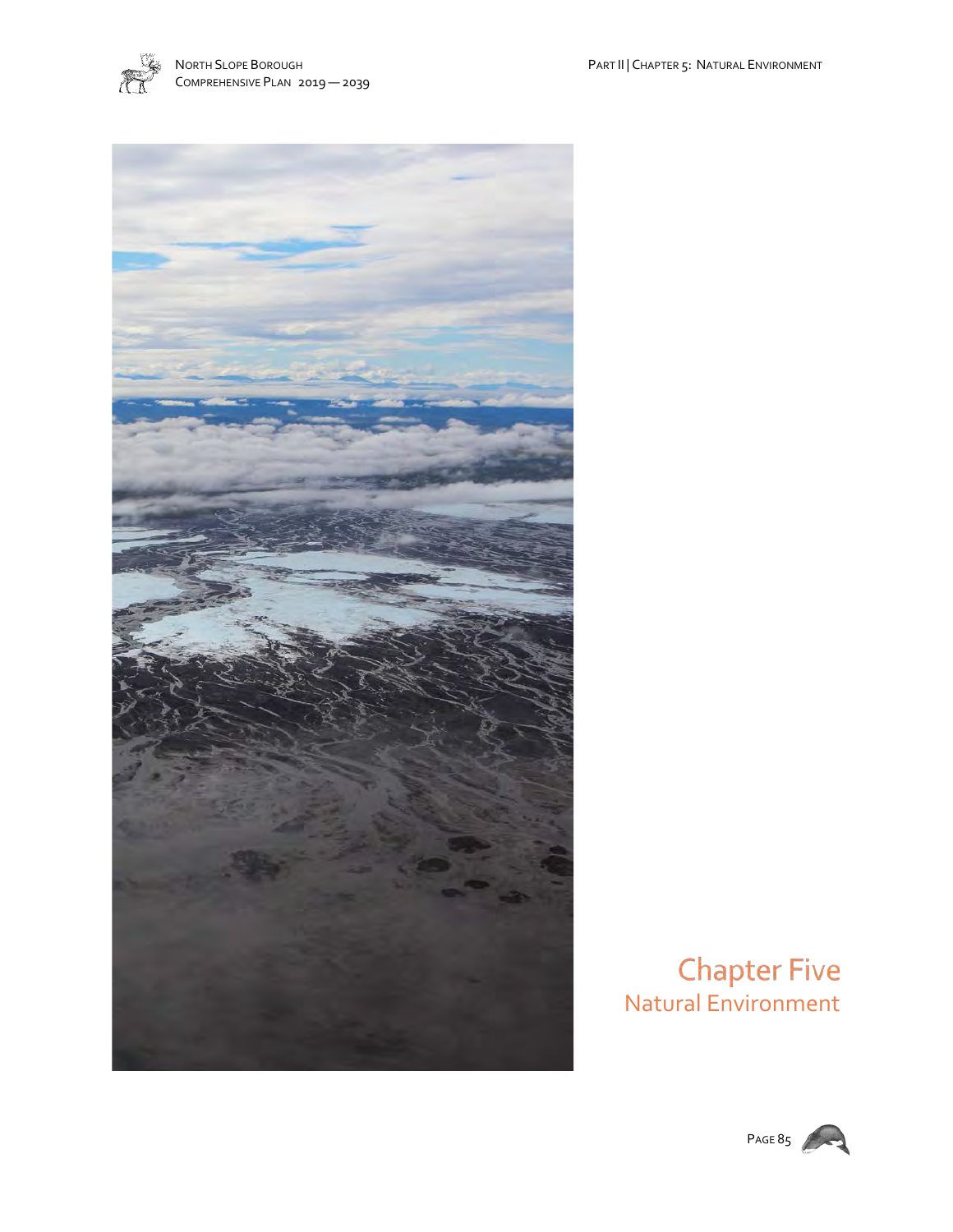# Chapter Five

## Natural Environment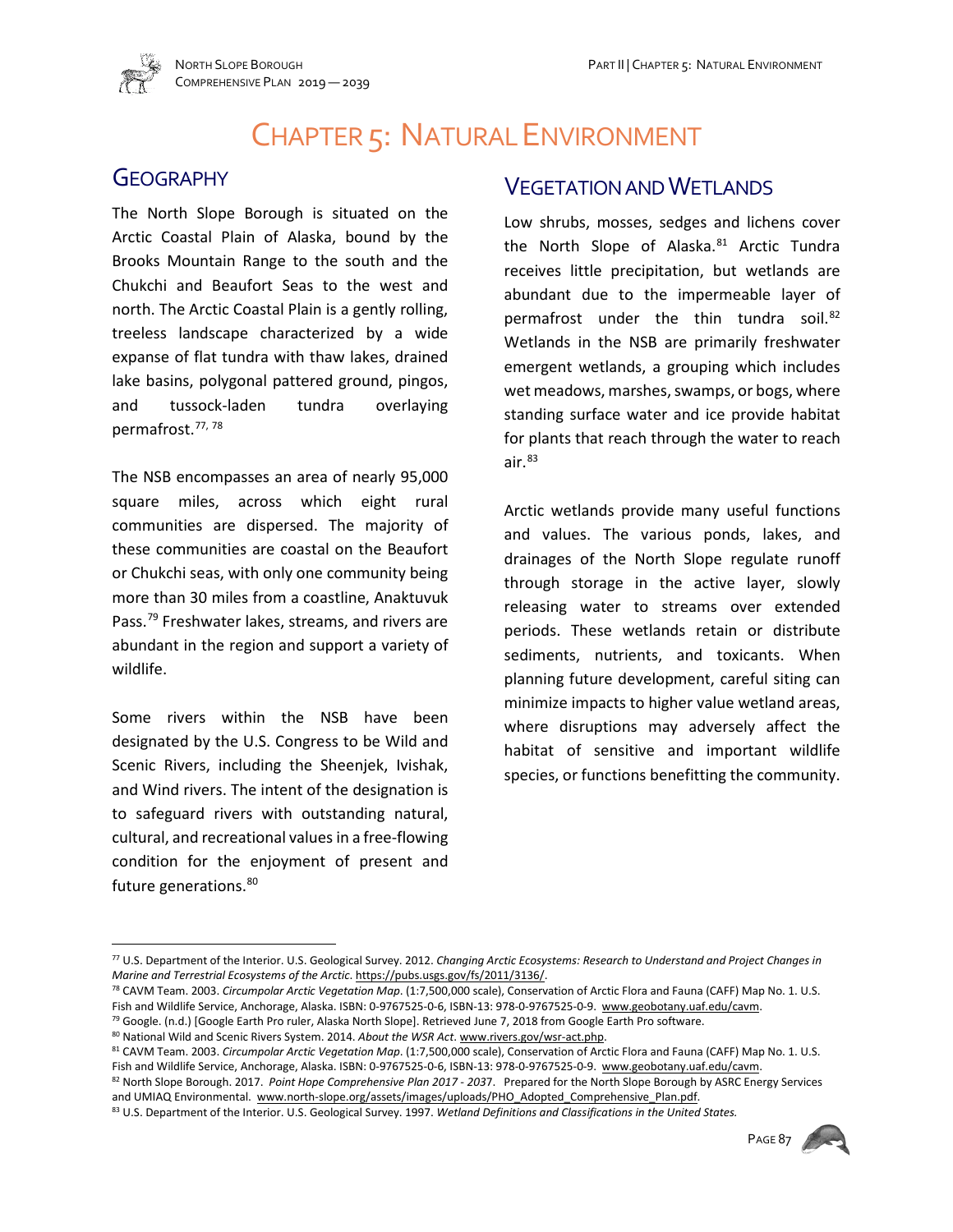# CHAPTER 5: NATURAL ENVIRONMENT

## GEOGRAPHY

The North Slope Borough is situated on the Arctic Coastal Plain of Alaska, bound by the Brooks Mountain Range to the south and the Chukchi and Beaufort Seas to the west and north. The Arctic Coastal Plain is a gently rolling, treeless landscape characterized by a wide expanse of flat tundra with thaw lakes, drained lake basins, polygonal pattered ground, pingos, and tussock-laden tundra overlaying permafrost.[77, 78]

The NSB encompasses an area of nearly 95,000 square miles, across which eight rural communities are dispersed. The majority of these communities are coastal on the Beaufort or Chukchi seas, with only one community being more than 30 miles from a coastline, Anaktuvuk Pass.[79] Freshwater lakes, streams, and rivers are abundant in the region and support a variety of wildlife.

Some rivers within the NSB have been designated by the U.S. Congress to be Wild and Scenic Rivers, including the Sheenjek, Ivishak, and Wind rivers. The intent of the designation is to safeguard rivers with outstanding natural, cultural, and recreational values in a free-flowing condition for the enjoyment of present and future generations.[80]

## VEGETATION AND WETLANDS

Low shrubs, mosses, sedges and lichens cover the North Slope of Alaska.[81] Arctic Tundra receives little precipitation, but wetlands are abundant due to the impermeable layer of permafrost under the thin tundra soil.[82] Wetlands in the NSB are primarily freshwater emergent wetlands, a grouping which includes wet meadows, marshes, swamps, or bogs, where standing surface water and ice provide habitat for plants that reach through the water to reach air.[83]

Arctic wetlands provide many useful functions and values. The various ponds, lakes, and drainages of the North Slope regulate runoff through storage in the active layer, slowly releasing water to streams over extended periods. These wetlands retain or distribute sediments, nutrients, and toxicants. When planning future development, careful siting can minimize impacts to higher value wetland areas, where disruptions may adversely affect the habitat of sensitive and important wildlife species, or functions benefitting the community.

---

[77] U.S. Department of the Interior. U.S. Geological Survey. 2012. *Changing Arctic Ecosystems: Research to Understand and Project Changes in Marine and Terrestrial Ecosystems of the Arctic*. https://pubs.usgs.gov/fs/2011/3136/.

[78] CAVM Team. 2003. *Circumpolar Arctic Vegetation Map*. (1:7,500,000 scale), Conservation of Arctic Flora and Fauna (CAFF) Map No. 1. U.S. Fish and Wildlife Service, Anchorage, Alaska. ISBN: 0-9767525-0-6, ISBN-13: 978-0-9767525-0-9. www.geobotany.uaf.edu/cavm.

[79] Google. (n.d.) [Google Earth Pro ruler, Alaska North Slope]. Retrieved June 7, 2018 from Google Earth Pro software.

[80] National Wild and Scenic Rivers System. 2014. *About the WSR Act*. www.rivers.gov/wsr-act.php.

[81] CAVM Team. 2003. *Circumpolar Arctic Vegetation Map*. (1:7,500,000 scale), Conservation of Arctic Flora and Fauna (CAFF) Map No. 1. U.S. Fish and Wildlife Service, Anchorage, Alaska. ISBN: 0-9767525-0-6, ISBN-13: 978-0-9767525-0-9. www.geobotany.uaf.edu/cavm.

[82] North Slope Borough. 2017. *Point Hope Comprehensive Plan 2017 - 2037*. Prepared for the North Slope Borough by ASRC Energy Services and UMIAQ Environmental. www.north-slope.org/assets/images/uploads/PHO_Adopted_Comprehensive_Plan.pdf.

[83] U.S. Department of the Interior. U.S. Geological Survey. 1997. *Wetland Definitions and Classifications in the United States.*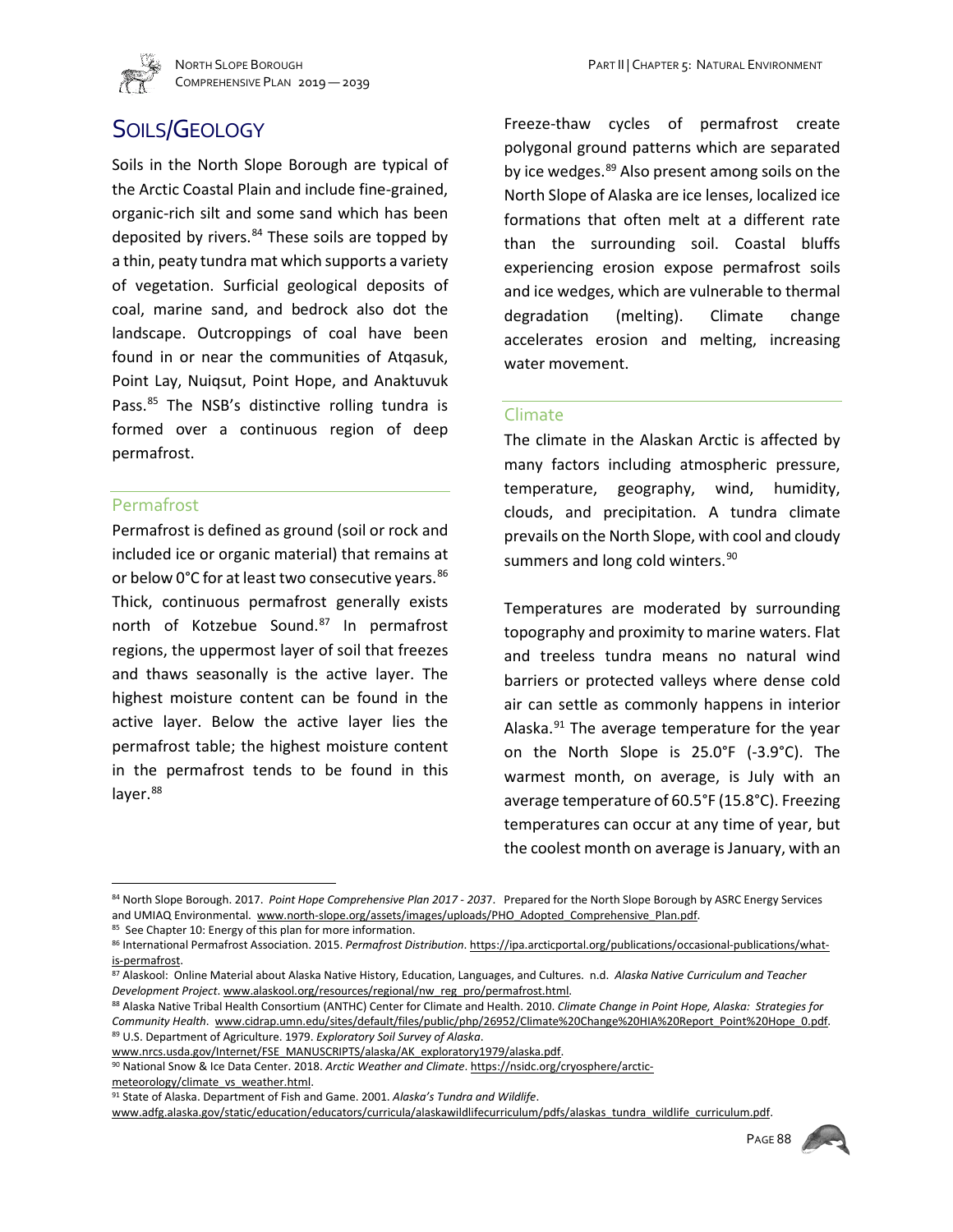# Soils/Geology

Soils in the North Slope Borough are typical of the Arctic Coastal Plain and include fine-grained, organic-rich silt and some sand which has been deposited by rivers.[84] These soils are topped by a thin, peaty tundra mat which supports a variety of vegetation. Surficial geological deposits of coal, marine sand, and bedrock also dot the landscape. Outcroppings of coal have been found in or near the communities of Atqasuk, Point Lay, Nuiqsut, Point Hope, and Anaktuvuk Pass.[85] The NSB's distinctive rolling tundra is formed over a continuous region of deep permafrost.

## Permafrost

Permafrost is defined as ground (soil or rock and included ice or organic material) that remains at or below 0°C for at least two consecutive years.[86] Thick, continuous permafrost generally exists north of Kotzebue Sound.[87] In permafrost regions, the uppermost layer of soil that freezes and thaws seasonally is the active layer. The highest moisture content can be found in the active layer. Below the active layer lies the permafrost table; the highest moisture content in the permafrost tends to be found in this layer.[88]

Freeze-thaw cycles of permafrost create polygonal ground patterns which are separated by ice wedges.[89] Also present among soils on the North Slope of Alaska are ice lenses, localized ice formations that often melt at a different rate than the surrounding soil. Coastal bluffs experiencing erosion expose permafrost soils and ice wedges, which are vulnerable to thermal degradation (melting). Climate change accelerates erosion and melting, increasing water movement.

## Climate

The climate in the Alaskan Arctic is affected by many factors including atmospheric pressure, temperature, geography, wind, humidity, clouds, and precipitation. A tundra climate prevails on the North Slope, with cool and cloudy summers and long cold winters.[90]

Temperatures are moderated by surrounding topography and proximity to marine waters. Flat and treeless tundra means no natural wind barriers or protected valleys where dense cold air can settle as commonly happens in interior Alaska.[91] The average temperature for the year on the North Slope is 25.0°F (-3.9°C). The warmest month, on average, is July with an average temperature of 60.5°F (15.8°C). Freezing temperatures can occur at any time of year, but the coolest month on average is January, with an

---

[84] North Slope Borough. 2017. *Point Hope Comprehensive Plan 2017 - 2037*. Prepared for the North Slope Borough by ASRC Energy Services and UMIAQ Environmental. www.north-slope.org/assets/images/uploads/PHO_Adopted_Comprehensive_Plan.pdf.

[85] See Chapter 10: Energy of this plan for more information.

[86] International Permafrost Association. 2015. *Permafrost Distribution*. https://ipa.arcticportal.org/publications/occasional-publications/what-is-permafrost.

[87] Alaskool: Online Material about Alaska Native History, Education, Languages, and Cultures. n.d. *Alaska Native Curriculum and Teacher Development Project*. www.alaskool.org/resources/regional/nw_reg_pro/permafrost.html.

[88] Alaska Native Tribal Health Consortium (ANTHC) Center for Climate and Health. 2010. *Climate Change in Point Hope, Alaska: Strategies for Community Health*. www.cidrap.umn.edu/sites/default/files/public/php/26952/Climate%20Change%20HIA%20Report_Point%20Hope_0.pdf.

[89] U.S. Department of Agriculture. 1979. *Exploratory Soil Survey of Alaska*. www.nrcs.usda.gov/Internet/FSE_MANUSCRIPTS/alaska/AK_exploratory1979/alaska.pdf.

[90] National Snow & Ice Data Center. 2018. *Arctic Weather and Climate*. https://nsidc.org/cryosphere/arctic-meteorology/climate_vs_weather.html.

[91] State of Alaska. Department of Fish and Game. 2001. *Alaska's Tundra and Wildlife*. www.adfg.alaska.gov/static/education/educators/curricula/alaskawildlifecurriculum/pdfs/alaskas_tundra_wildlife_curriculum.pdf.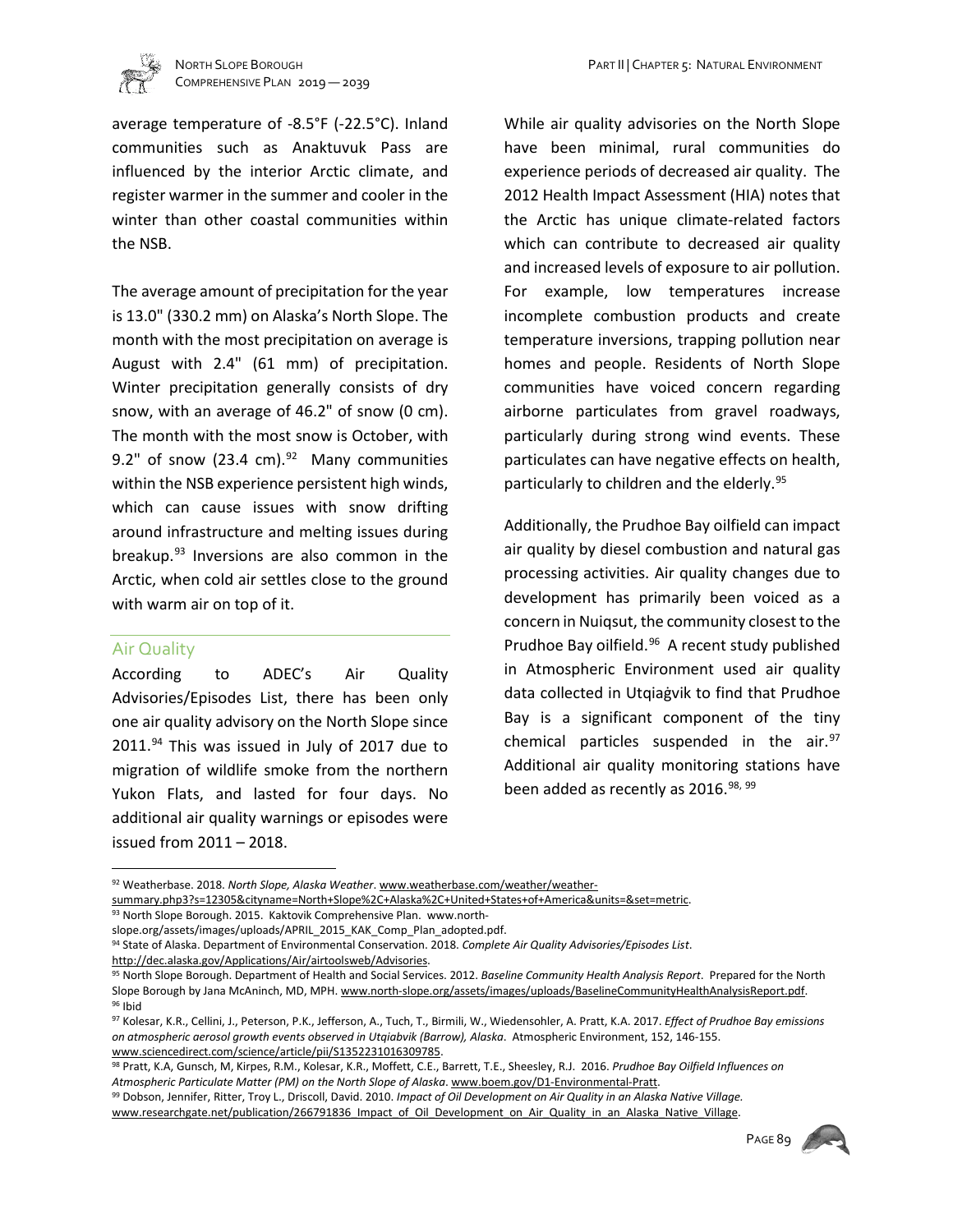average temperature of -8.5°F (-22.5°C). Inland communities such as Anaktuvuk Pass are influenced by the interior Arctic climate, and register warmer in the summer and cooler in the winter than other coastal communities within the NSB.

The average amount of precipitation for the year is 13.0" (330.2 mm) on Alaska's North Slope. The month with the most precipitation on average is August with 2.4" (61 mm) of precipitation. Winter precipitation generally consists of dry snow, with an average of 46.2" of snow (0 cm). The month with the most snow is October, with 9.2" of snow (23.4 cm).[92] Many communities within the NSB experience persistent high winds, which can cause issues with snow drifting around infrastructure and melting issues during breakup.[93] Inversions are also common in the Arctic, when cold air settles close to the ground with warm air on top of it.

## Air Quality

According to ADEC's Air Quality Advisories/Episodes List, there has been only one air quality advisory on the North Slope since 2011.[94] This was issued in July of 2017 due to migration of wildlife smoke from the northern Yukon Flats, and lasted for four days. No additional air quality warnings or episodes were issued from 2011 – 2018.

While air quality advisories on the North Slope have been minimal, rural communities do experience periods of decreased air quality. The 2012 Health Impact Assessment (HIA) notes that the Arctic has unique climate-related factors which can contribute to decreased air quality and increased levels of exposure to air pollution. For example, low temperatures increase incomplete combustion products and create temperature inversions, trapping pollution near homes and people. Residents of North Slope communities have voiced concern regarding airborne particulates from gravel roadways, particularly during strong wind events. These particulates can have negative effects on health, particularly to children and the elderly.[95]

Additionally, the Prudhoe Bay oilfield can impact air quality by diesel combustion and natural gas processing activities. Air quality changes due to development has primarily been voiced as a concern in Nuiqsut, the community closest to the Prudhoe Bay oilfield.[96] A recent study published in Atmospheric Environment used air quality data collected in Utqiaġvik to find that Prudhoe Bay is a significant component of the tiny chemical particles suspended in the air.[97] Additional air quality monitoring stations have been added as recently as 2016.[98, 99]

---

[92] Weatherbase. 2018. *North Slope, Alaska Weather*. www.weatherbase.com/weather/weather-summary.php3?s=12305&cityname=North+Slope%2C+Alaska%2C+United+States+of+America&units=&set=metric.

[93] North Slope Borough. 2015. Kaktovik Comprehensive Plan. www.north-slope.org/assets/images/uploads/APRIL_2015_KAK_Comp_Plan_adopted.pdf.

[94] State of Alaska. Department of Environmental Conservation. 2018. *Complete Air Quality Advisories/Episodes List*. http://dec.alaska.gov/Applications/Air/airtoolsweb/Advisories.

[95] North Slope Borough. Department of Health and Social Services. 2012. *Baseline Community Health Analysis Report*. Prepared for the North Slope Borough by Jana McAninch, MD, MPH. www.north-slope.org/assets/images/uploads/BaselineCommunityHealthAnalysisReport.pdf.

[96] Ibid

[97] Kolesar, K.R., Cellini, J., Peterson, P.K., Jefferson, A., Tuch, T., Birmili, W., Wiedensohler, A. Pratt, K.A. 2017. *Effect of Prudhoe Bay emissions on atmospheric aerosol growth events observed in Utqiabvik (Barrow), Alaska*. Atmospheric Environment, 152, 146-155. www.sciencedirect.com/science/article/pii/S1352231016309785.

[98] Pratt, K.A, Gunsch, M, Kirpes, R.M., Kolesar, K.R., Moffett, C.E., Barrett, T.E., Sheesley, R.J. 2016. *Prudhoe Bay Oilfield Influences on Atmospheric Particulate Matter (PM) on the North Slope of Alaska*. www.boem.gov/D1-Environmental-Pratt.

[99] Dobson, Jennifer, Ritter, Troy L., Driscoll, David. 2010. *Impact of Oil Development on Air Quality in an Alaska Native Village.* www.researchgate.net/publication/266791836_Impact_of_Oil_Development_on_Air_Quality_in_an_Alaska_Native_Village.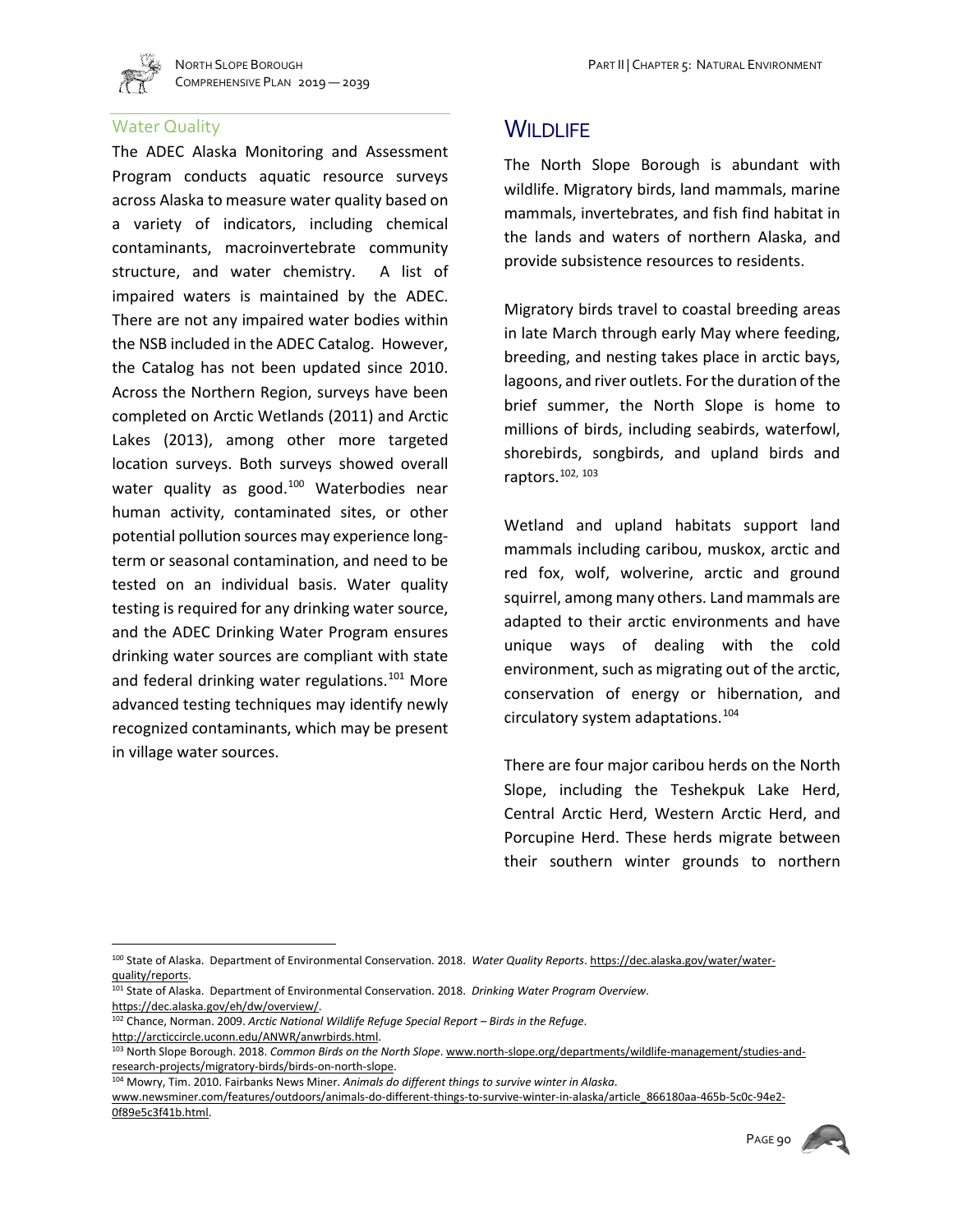### Water Quality

The ADEC Alaska Monitoring and Assessment Program conducts aquatic resource surveys across Alaska to measure water quality based on a variety of indicators, including chemical contaminants, macroinvertebrate community structure, and water chemistry. A list of impaired waters is maintained by the ADEC. There are not any impaired water bodies within the NSB included in the ADEC Catalog. However, the Catalog has not been updated since 2010. Across the Northern Region, surveys have been completed on Arctic Wetlands (2011) and Arctic Lakes (2013), among other more targeted location surveys. Both surveys showed overall water quality as good.[100] Waterbodies near human activity, contaminated sites, or other potential pollution sources may experience long-term or seasonal contamination, and need to be tested on an individual basis. Water quality testing is required for any drinking water source, and the ADEC Drinking Water Program ensures drinking water sources are compliant with state and federal drinking water regulations.[101] More advanced testing techniques may identify newly recognized contaminants, which may be present in village water sources.

## Wildlife

The North Slope Borough is abundant with wildlife. Migratory birds, land mammals, marine mammals, invertebrates, and fish find habitat in the lands and waters of northern Alaska, and provide subsistence resources to residents.

Migratory birds travel to coastal breeding areas in late March through early May where feeding, breeding, and nesting takes place in arctic bays, lagoons, and river outlets. For the duration of the brief summer, the North Slope is home to millions of birds, including seabirds, waterfowl, shorebirds, songbirds, and upland birds and raptors.[102, 103]

Wetland and upland habitats support land mammals including caribou, muskox, arctic and red fox, wolf, wolverine, arctic and ground squirrel, among many others. Land mammals are adapted to their arctic environments and have unique ways of dealing with the cold environment, such as migrating out of the arctic, conservation of energy or hibernation, and circulatory system adaptations.[104]

There are four major caribou herds on the North Slope, including the Teshekpuk Lake Herd, Central Arctic Herd, Western Arctic Herd, and Porcupine Herd. These herds migrate between their southern winter grounds to northern

---

[100] State of Alaska. Department of Environmental Conservation. 2018. *Water Quality Reports*. https://dec.alaska.gov/water/water-quality/reports.

[101] State of Alaska. Department of Environmental Conservation. 2018. *Drinking Water Program Overview*. https://dec.alaska.gov/eh/dw/overview/.

[102] Chance, Norman. 2009. *Arctic National Wildlife Refuge Special Report – Birds in the Refuge*. http://arcticcircle.uconn.edu/ANWR/anwrbirds.html.

[103] North Slope Borough. 2018. *Common Birds on the North Slope*. www.north-slope.org/departments/wildlife-management/studies-and-research-projects/migratory-birds/birds-on-north-slope.

[104] Mowry, Tim. 2010. Fairbanks News Miner. *Animals do different things to survive winter in Alaska*. www.newsminer.com/features/outdoors/animals-do-different-things-to-survive-winter-in-alaska/article_866180aa-465b-5c0c-94e2-0f89e5c3f41b.html.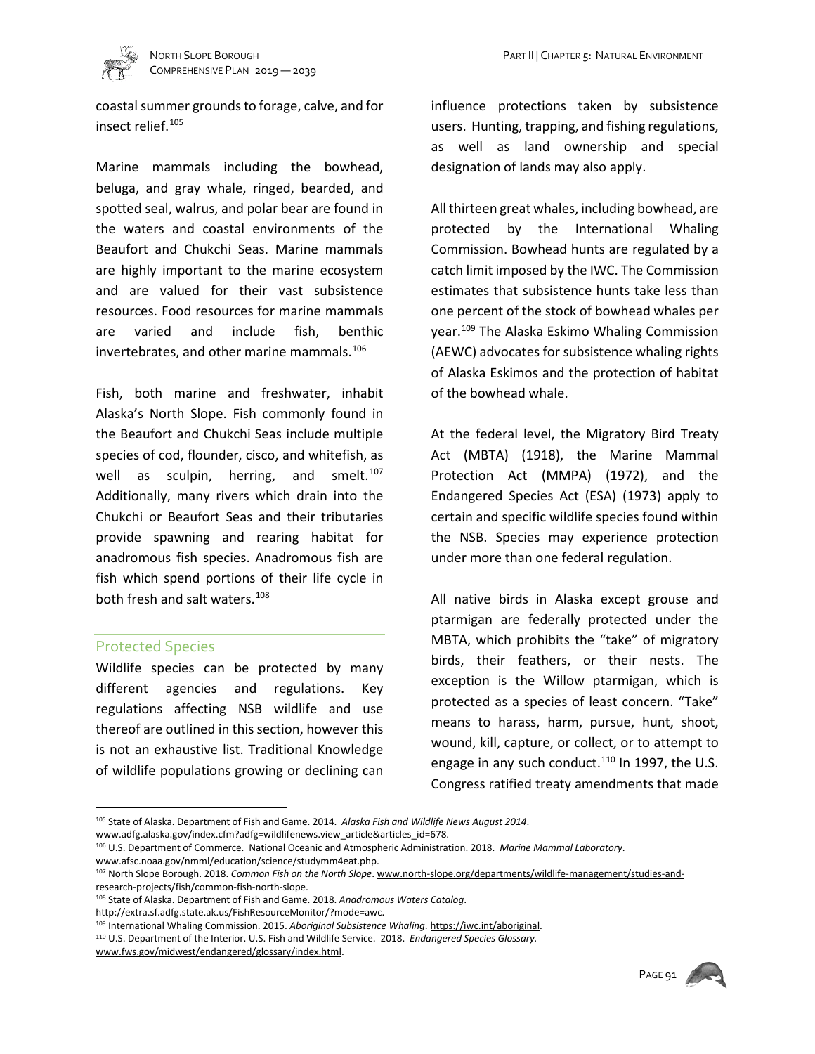coastal summer grounds to forage, calve, and for insect relief.[105]

Marine mammals including the bowhead, beluga, and gray whale, ringed, bearded, and spotted seal, walrus, and polar bear are found in the waters and coastal environments of the Beaufort and Chukchi Seas. Marine mammals are highly important to the marine ecosystem and are valued for their vast subsistence resources. Food resources for marine mammals are varied and include fish, benthic invertebrates, and other marine mammals.[106]

Fish, both marine and freshwater, inhabit Alaska's North Slope. Fish commonly found in the Beaufort and Chukchi Seas include multiple species of cod, flounder, cisco, and whitefish, as well as sculpin, herring, and smelt.[107] Additionally, many rivers which drain into the Chukchi or Beaufort Seas and their tributaries provide spawning and rearing habitat for anadromous fish species. Anadromous fish are fish which spend portions of their life cycle in both fresh and salt waters.[108]

## Protected Species

Wildlife species can be protected by many different agencies and regulations. Key regulations affecting NSB wildlife and use thereof are outlined in this section, however this is not an exhaustive list. Traditional Knowledge of wildlife populations growing or declining can influence protections taken by subsistence users. Hunting, trapping, and fishing regulations, as well as land ownership and special designation of lands may also apply.

All thirteen great whales, including bowhead, are protected by the International Whaling Commission. Bowhead hunts are regulated by a catch limit imposed by the IWC. The Commission estimates that subsistence hunts take less than one percent of the stock of bowhead whales per year.[109] The Alaska Eskimo Whaling Commission (AEWC) advocates for subsistence whaling rights of Alaska Eskimos and the protection of habitat of the bowhead whale.

At the federal level, the Migratory Bird Treaty Act (MBTA) (1918), the Marine Mammal Protection Act (MMPA) (1972), and the Endangered Species Act (ESA) (1973) apply to certain and specific wildlife species found within the NSB. Species may experience protection under more than one federal regulation.

All native birds in Alaska except grouse and ptarmigan are federally protected under the MBTA, which prohibits the "take" of migratory birds, their feathers, or their nests. The exception is the Willow ptarmigan, which is protected as a species of least concern. "Take" means to harass, harm, pursue, hunt, shoot, wound, kill, capture, or collect, or to attempt to engage in any such conduct.[110] In 1997, the U.S. Congress ratified treaty amendments that made

---

[105] State of Alaska. Department of Fish and Game. 2014. *Alaska Fish and Wildlife News August 2014*. www.adfg.alaska.gov/index.cfm?adfg=wildlifenews.view_article&articles_id=678.

[106] U.S. Department of Commerce. National Oceanic and Atmospheric Administration. 2018. *Marine Mammal Laboratory*. www.afsc.noaa.gov/nmml/education/science/studymm4eat.php.

[107] North Slope Borough. 2018. *Common Fish on the North Slope*. www.north-slope.org/departments/wildlife-management/studies-and-research-projects/fish/common-fish-north-slope.

[108] State of Alaska. Department of Fish and Game. 2018. *Anadromous Waters Catalog*. http://extra.sf.adfg.state.ak.us/FishResourceMonitor/?mode=awc.

[109] International Whaling Commission. 2015. *Aboriginal Subsistence Whaling*. https://iwc.int/aboriginal.

[110] U.S. Department of the Interior. U.S. Fish and Wildlife Service. 2018. *Endangered Species Glossary*. www.fws.gov/midwest/endangered/glossary/index.html.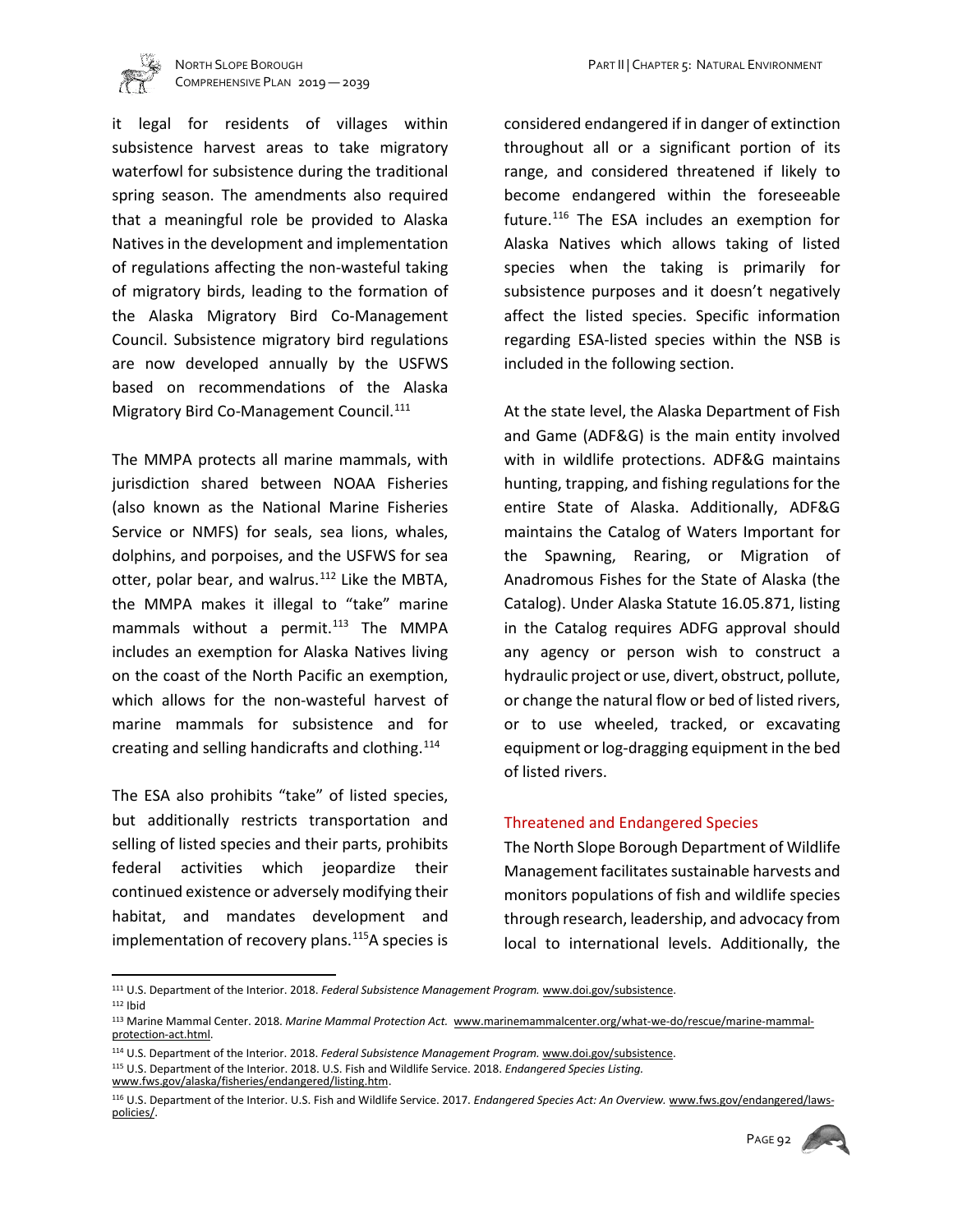it legal for residents of villages within subsistence harvest areas to take migratory waterfowl for subsistence during the traditional spring season. The amendments also required that a meaningful role be provided to Alaska Natives in the development and implementation of regulations affecting the non-wasteful taking of migratory birds, leading to the formation of the Alaska Migratory Bird Co-Management Council. Subsistence migratory bird regulations are now developed annually by the USFWS based on recommendations of the Alaska Migratory Bird Co-Management Council.[111]

The MMPA protects all marine mammals, with jurisdiction shared between NOAA Fisheries (also known as the National Marine Fisheries Service or NMFS) for seals, sea lions, whales, dolphins, and porpoises, and the USFWS for sea otter, polar bear, and walrus.[112] Like the MBTA, the MMPA makes it illegal to "take" marine mammals without a permit.[113] The MMPA includes an exemption for Alaska Natives living on the coast of the North Pacific an exemption, which allows for the non-wasteful harvest of marine mammals for subsistence and for creating and selling handicrafts and clothing.[114]

The ESA also prohibits "take" of listed species, but additionally restricts transportation and selling of listed species and their parts, prohibits federal activities which jeopardize their continued existence or adversely modifying their habitat, and mandates development and implementation of recovery plans.[115]A species is considered endangered if in danger of extinction throughout all or a significant portion of its range, and considered threatened if likely to become endangered within the foreseeable future.[116] The ESA includes an exemption for Alaska Natives which allows taking of listed species when the taking is primarily for subsistence purposes and it doesn't negatively affect the listed species. Specific information regarding ESA-listed species within the NSB is included in the following section.

At the state level, the Alaska Department of Fish and Game (ADF&G) is the main entity involved with in wildlife protections. ADF&G maintains hunting, trapping, and fishing regulations for the entire State of Alaska. Additionally, ADF&G maintains the Catalog of Waters Important for the Spawning, Rearing, or Migration of Anadromous Fishes for the State of Alaska (the Catalog). Under Alaska Statute 16.05.871, listing in the Catalog requires ADFG approval should any agency or person wish to construct a hydraulic project or use, divert, obstruct, pollute, or change the natural flow or bed of listed rivers, or to use wheeled, tracked, or excavating equipment or log-dragging equipment in the bed of listed rivers.

### Threatened and Endangered Species

The North Slope Borough Department of Wildlife Management facilitates sustainable harvests and monitors populations of fish and wildlife species through research, leadership, and advocacy from local to international levels. Additionally, the

---

[111] U.S. Department of the Interior. 2018. *Federal Subsistence Management Program.* www.doi.gov/subsistence.

[112] Ibid

[113] Marine Mammal Center. 2018. *Marine Mammal Protection Act.* www.marinemammalcenter.org/what-we-do/rescue/marine-mammal-protection-act.html.

[114] U.S. Department of the Interior. 2018. *Federal Subsistence Management Program.* www.doi.gov/subsistence.

[115] U.S. Department of the Interior. 2018. U.S. Fish and Wildlife Service. 2018. *Endangered Species Listing.* www.fws.gov/alaska/fisheries/endangered/listing.htm.

[116] U.S. Department of the Interior. U.S. Fish and Wildlife Service. 2017. *Endangered Species Act: An Overview.* www.fws.gov/endangered/laws-policies/.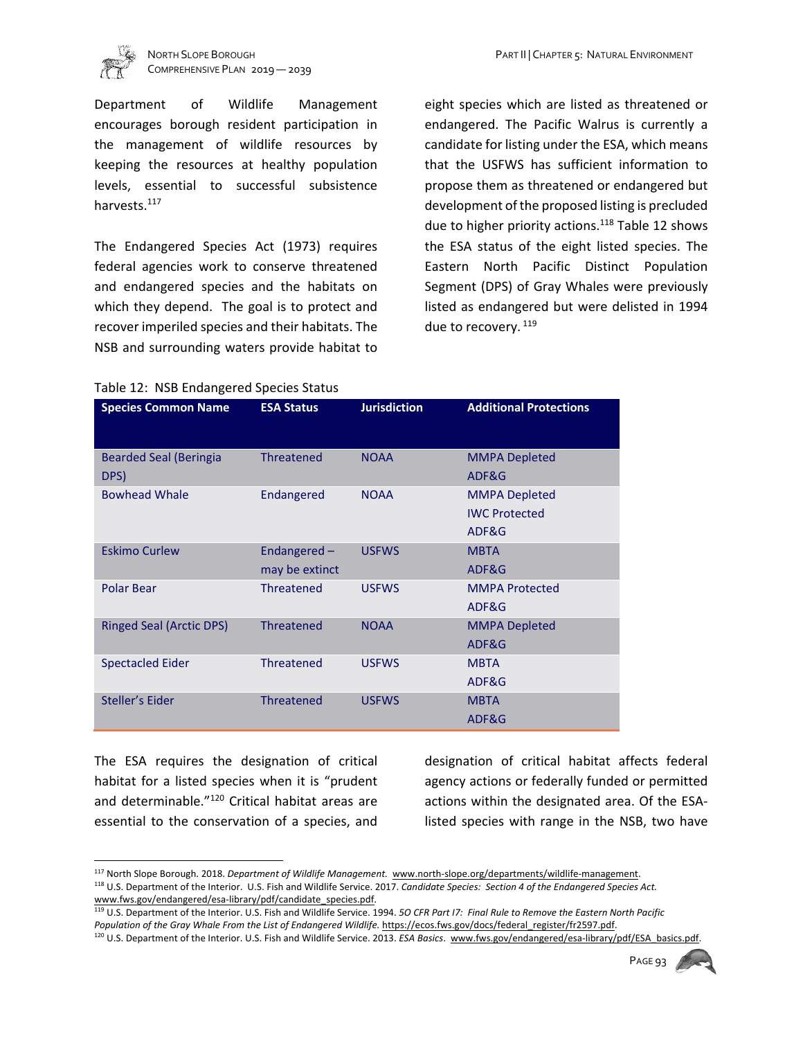Department of Wildlife Management encourages borough resident participation in the management of wildlife resources by keeping the resources at healthy population levels, essential to successful subsistence harvests.[117]

The Endangered Species Act (1973) requires federal agencies work to conserve threatened and endangered species and the habitats on which they depend. The goal is to protect and recover imperiled species and their habitats. The NSB and surrounding waters provide habitat to eight species which are listed as threatened or endangered. The Pacific Walrus is currently a candidate for listing under the ESA, which means that the USFWS has sufficient information to propose them as threatened or endangered but development of the proposed listing is precluded due to higher priority actions.[118] Table 12 shows the ESA status of the eight listed species. The Eastern North Pacific Distinct Population Segment (DPS) of Gray Whales were previously listed as endangered but were delisted in 1994 due to recovery.[119]

Table 12: NSB Endangered Species Status

| Species Common Name | ESA Status | Jurisdiction | Additional Protections |
|---|---|---|---|
| Bearded Seal (Beringia DPS) | Threatened | NOAA | MMPA Depleted<br>ADF&G |
| Bowhead Whale | Endangered | NOAA | MMPA Depleted<br>IWC Protected<br>ADF&G |
| Eskimo Curlew | Endangered – may be extinct | USFWS | MBTA<br>ADF&G |
| Polar Bear | Threatened | USFWS | MMPA Protected<br>ADF&G |
| Ringed Seal (Arctic DPS) | Threatened | NOAA | MMPA Depleted<br>ADF&G |
| Spectacled Eider | Threatened | USFWS | MBTA<br>ADF&G |
| Steller's Eider | Threatened | USFWS | MBTA<br>ADF&G |

The ESA requires the designation of critical habitat for a listed species when it is "prudent and determinable."[120] Critical habitat areas are essential to the conservation of a species, and designation of critical habitat affects federal agency actions or federally funded or permitted actions within the designated area. Of the ESA-listed species with range in the NSB, two have

---

[117] North Slope Borough. 2018. *Department of Wildlife Management.* www.north-slope.org/departments/wildlife-management.

[118] U.S. Department of the Interior. U.S. Fish and Wildlife Service. 2017. *Candidate Species: Section 4 of the Endangered Species Act.* www.fws.gov/endangered/esa-library/pdf/candidate_species.pdf.

[119] U.S. Department of the Interior. U.S. Fish and Wildlife Service. 1994. *5O CFR Part I7: Final Rule to Remove the Eastern North Pacific Population of the Gray Whale From the List of Endangered Wildlife.* https://ecos.fws.gov/docs/federal_register/fr2597.pdf.

[120] U.S. Department of the Interior. U.S. Fish and Wildlife Service. 2013. *ESA Basics*. www.fws.gov/endangered/esa-library/pdf/ESA_basics.pdf.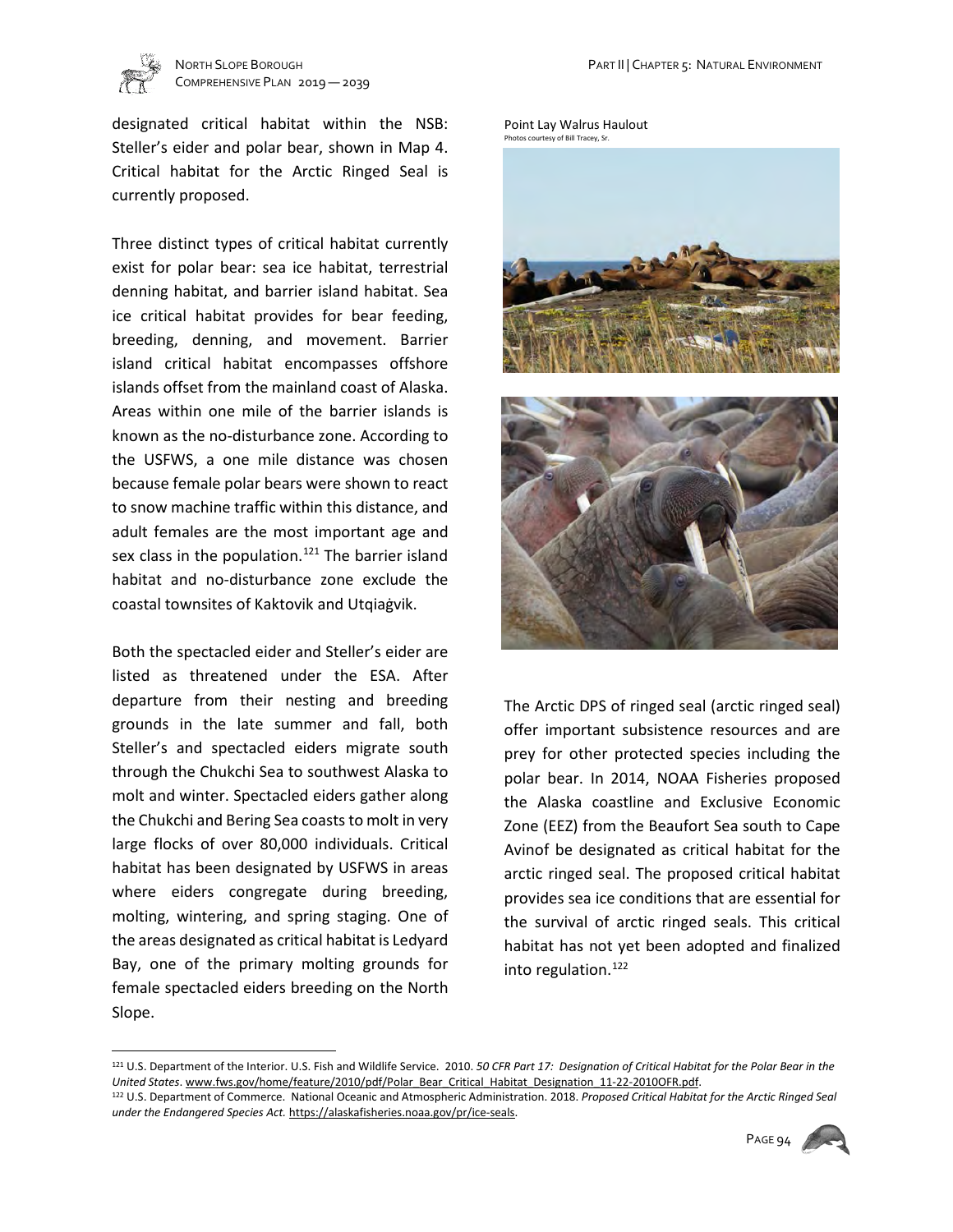designated critical habitat within the NSB: Steller's eider and polar bear, shown in Map 4. Critical habitat for the Arctic Ringed Seal is currently proposed.

Three distinct types of critical habitat currently exist for polar bear: sea ice habitat, terrestrial denning habitat, and barrier island habitat. Sea ice critical habitat provides for bear feeding, breeding, denning, and movement. Barrier island critical habitat encompasses offshore islands offset from the mainland coast of Alaska. Areas within one mile of the barrier islands is known as the no-disturbance zone. According to the USFWS, a one mile distance was chosen because female polar bears were shown to react to snow machine traffic within this distance, and adult females are the most important age and sex class in the population.[121] The barrier island habitat and no-disturbance zone exclude the coastal townsites of Kaktovik and Utqiaġvik.

Both the spectacled eider and Steller's eider are listed as threatened under the ESA. After departure from their nesting and breeding grounds in the late summer and fall, both Steller's and spectacled eiders migrate south through the Chukchi Sea to southwest Alaska to molt and winter. Spectacled eiders gather along the Chukchi and Bering Sea coasts to molt in very large flocks of over 80,000 individuals. Critical habitat has been designated by USFWS in areas where eiders congregate during breeding, molting, wintering, and spring staging. One of the areas designated as critical habitat is Ledyard Bay, one of the primary molting grounds for female spectacled eiders breeding on the North Slope.

Point Lay Walrus Haulout
Photos courtesy of Bill Tracey, Sr.

The Arctic DPS of ringed seal (arctic ringed seal) offer important subsistence resources and are prey for other protected species including the polar bear. In 2014, NOAA Fisheries proposed the Alaska coastline and Exclusive Economic Zone (EEZ) from the Beaufort Sea south to Cape Avinof be designated as critical habitat for the arctic ringed seal. The proposed critical habitat provides sea ice conditions that are essential for the survival of arctic ringed seals. This critical habitat has not yet been adopted and finalized into regulation.[122]

---

[121] U.S. Department of the Interior. U.S. Fish and Wildlife Service. 2010. *50 CFR Part 17: Designation of Critical Habitat for the Polar Bear in the United States*. www.fws.gov/home/feature/2010/pdf/Polar_Bear_Critical_Habitat_Designation_11-22-2010OFR.pdf.

[122] U.S. Department of Commerce. National Oceanic and Atmospheric Administration. 2018. *Proposed Critical Habitat for the Arctic Ringed Seal under the Endangered Species Act.* https://alaskafisheries.noaa.gov/pr/ice-seals.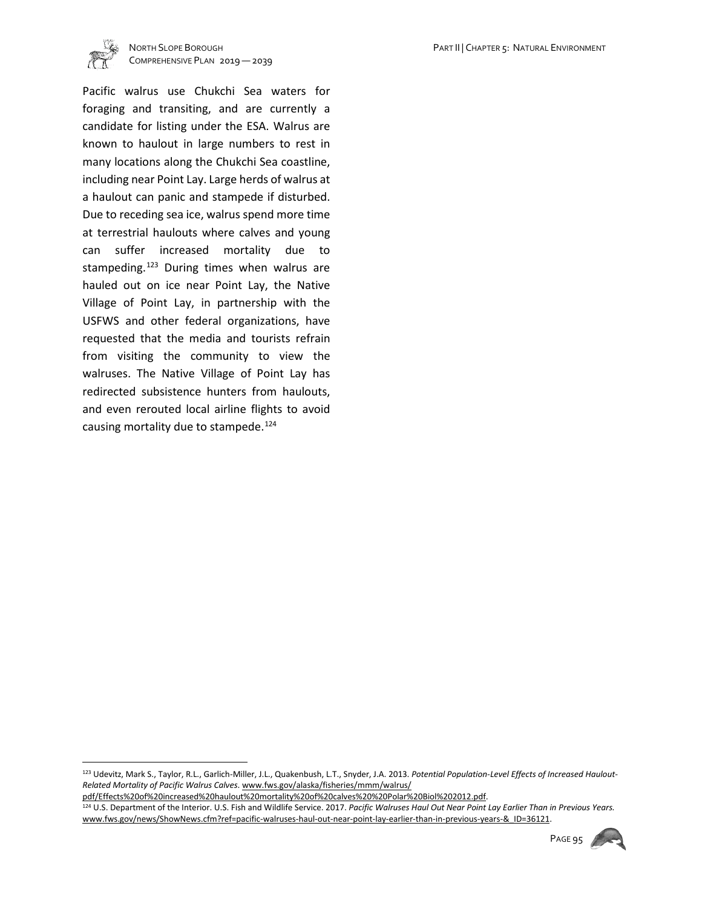Pacific walrus use Chukchi Sea waters for foraging and transiting, and are currently a candidate for listing under the ESA. Walrus are known to haulout in large numbers to rest in many locations along the Chukchi Sea coastline, including near Point Lay. Large herds of walrus at a haulout can panic and stampede if disturbed. Due to receding sea ice, walrus spend more time at terrestrial haulouts where calves and young can suffer increased mortality due to stampeding.[123] During times when walrus are hauled out on ice near Point Lay, the Native Village of Point Lay, in partnership with the USFWS and other federal organizations, have requested that the media and tourists refrain from visiting the community to view the walruses. The Native Village of Point Lay has redirected subsistence hunters from haulouts, and even rerouted local airline flights to avoid causing mortality due to stampede.[124]

---

[123] Udevitz, Mark S., Taylor, R.L., Garlich-Miller, J.L., Quakenbush, L.T., Snyder, J.A. 2013. *Potential Population-Level Effects of Increased Haulout-Related Mortality of Pacific Walrus Calves*. www.fws.gov/alaska/fisheries/mmm/walrus/pdf/Effects%20of%20increased%20haulout%20mortality%20of%20calves%20%20Polar%20Biol%202012.pdf.

[124] U.S. Department of the Interior. U.S. Fish and Wildlife Service. 2017. *Pacific Walruses Haul Out Near Point Lay Earlier Than in Previous Years.* www.fws.gov/news/ShowNews.cfm?ref=pacific-walruses-haul-out-near-point-lay-earlier-than-in-previous-years-&_ID=36121.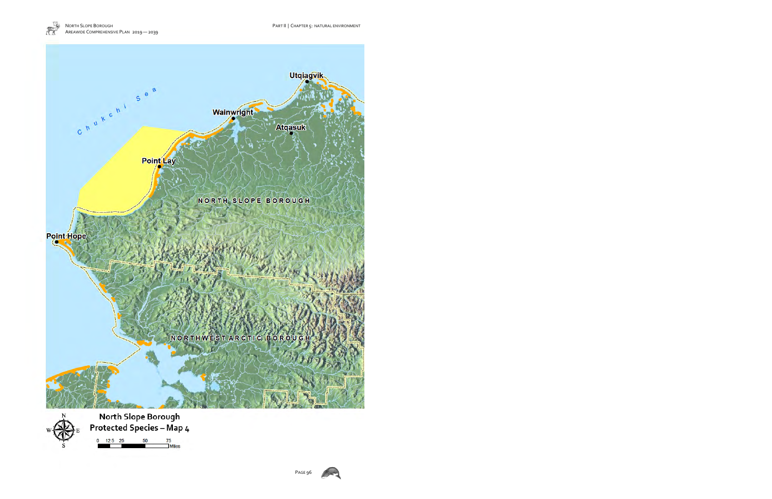Chukchi Sea

Utqiagvik

Wainwright

Atqasuk

Point Lay

NORTH SLOPE BOROUGH

Point Hope

NORTHWEST ARCTIC BOROUGH

**North Slope Borough**
**Protected Species – Map 4**

0 12.5 25 50 75 Miles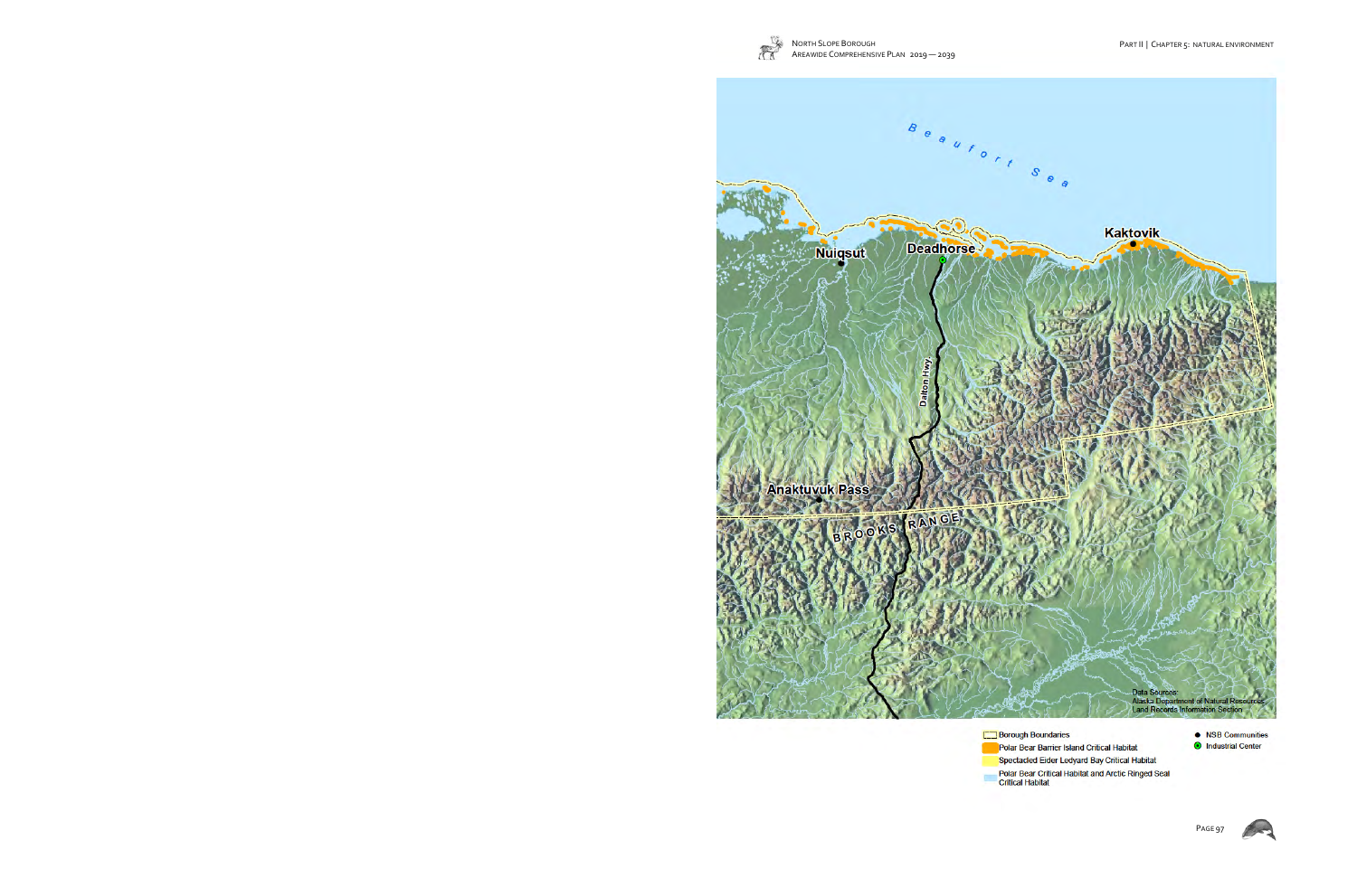Beaufort Sea

Nuiqsut

Deadhorse

Kaktovik

Dalton Hwy

Anaktuvuk Pass

BROOKS RANGE

Data Sources:
Alaska Department of Natural Resources
Land Records Information Section

- Borough Boundaries
- Polar Bear Barrier Island Critical Habitat
- Spectacled Eider Ledyard Bay Critical Habitat
- Polar Bear Critical Habitat and Arctic Ringed Seal Critical Habitat
- NSB Communities
- Industrial Center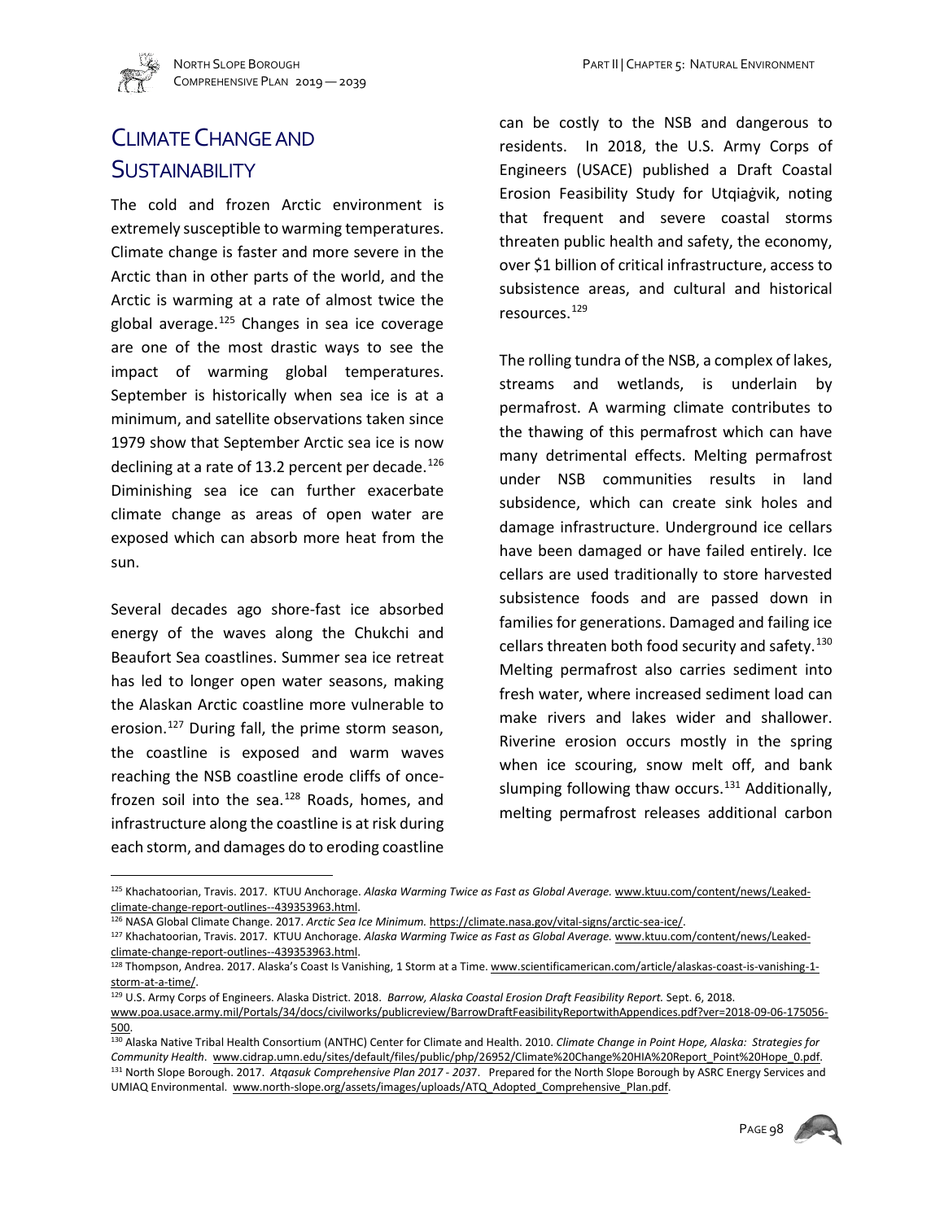## Climate Change and Sustainability

The cold and frozen Arctic environment is extremely susceptible to warming temperatures. Climate change is faster and more severe in the Arctic than in other parts of the world, and the Arctic is warming at a rate of almost twice the global average.[125] Changes in sea ice coverage are one of the most drastic ways to see the impact of warming global temperatures. September is historically when sea ice is at a minimum, and satellite observations taken since 1979 show that September Arctic sea ice is now declining at a rate of 13.2 percent per decade.[126] Diminishing sea ice can further exacerbate climate change as areas of open water are exposed which can absorb more heat from the sun.

Several decades ago shore-fast ice absorbed energy of the waves along the Chukchi and Beaufort Sea coastlines. Summer sea ice retreat has led to longer open water seasons, making the Alaskan Arctic coastline more vulnerable to erosion.[127] During fall, the prime storm season, the coastline is exposed and warm waves reaching the NSB coastline erode cliffs of once-frozen soil into the sea.[128] Roads, homes, and infrastructure along the coastline is at risk during each storm, and damages do to eroding coastline can be costly to the NSB and dangerous to residents. In 2018, the U.S. Army Corps of Engineers (USACE) published a Draft Coastal Erosion Feasibility Study for Utqiaġvik, noting that frequent and severe coastal storms threaten public health and safety, the economy, over $1 billion of critical infrastructure, access to subsistence areas, and cultural and historical resources.[129]

The rolling tundra of the NSB, a complex of lakes, streams and wetlands, is underlain by permafrost. A warming climate contributes to the thawing of this permafrost which can have many detrimental effects. Melting permafrost under NSB communities results in land subsidence, which can create sink holes and damage infrastructure. Underground ice cellars have been damaged or have failed entirely. Ice cellars are used traditionally to store harvested subsistence foods and are passed down in families for generations. Damaged and failing ice cellars threaten both food security and safety.[130] Melting permafrost also carries sediment into fresh water, where increased sediment load can make rivers and lakes wider and shallower. Riverine erosion occurs mostly in the spring when ice scouring, snow melt off, and bank slumping following thaw occurs.[131] Additionally, melting permafrost releases additional carbon

---

[125] Khachatoorian, Travis. 2017. KTUU Anchorage. *Alaska Warming Twice as Fast as Global Average.* www.ktuu.com/content/news/Leaked-climate-change-report-outlines--439353963.html.

[126] NASA Global Climate Change. 2017. *Arctic Sea Ice Minimum.* https://climate.nasa.gov/vital-signs/arctic-sea-ice/.

[127] Khachatoorian, Travis. 2017. KTUU Anchorage. *Alaska Warming Twice as Fast as Global Average.* www.ktuu.com/content/news/Leaked-climate-change-report-outlines--439353963.html.

[128] Thompson, Andrea. 2017. Alaska's Coast Is Vanishing, 1 Storm at a Time. www.scientificamerican.com/article/alaskas-coast-is-vanishing-1-storm-at-a-time/.

[129] U.S. Army Corps of Engineers. Alaska District. 2018. *Barrow, Alaska Coastal Erosion Draft Feasibility Report.* Sept. 6, 2018. www.poa.usace.army.mil/Portals/34/docs/civilworks/publicreview/BarrowDraftFeasibilityReportwithAppendices.pdf?ver=2018-09-06-175056-500.

[130] Alaska Native Tribal Health Consortium (ANTHC) Center for Climate and Health. 2010. *Climate Change in Point Hope, Alaska: Strategies for Community Health*. www.cidrap.umn.edu/sites/default/files/public/php/26952/Climate%20Change%20HIA%20Report_Point%20Hope_0.pdf.

[131] North Slope Borough. 2017. *Atqasuk Comprehensive Plan 2017 - 2037*. Prepared for the North Slope Borough by ASRC Energy Services and UMIAQ Environmental. www.north-slope.org/assets/images/uploads/ATQ_Adopted_Comprehensive_Plan.pdf.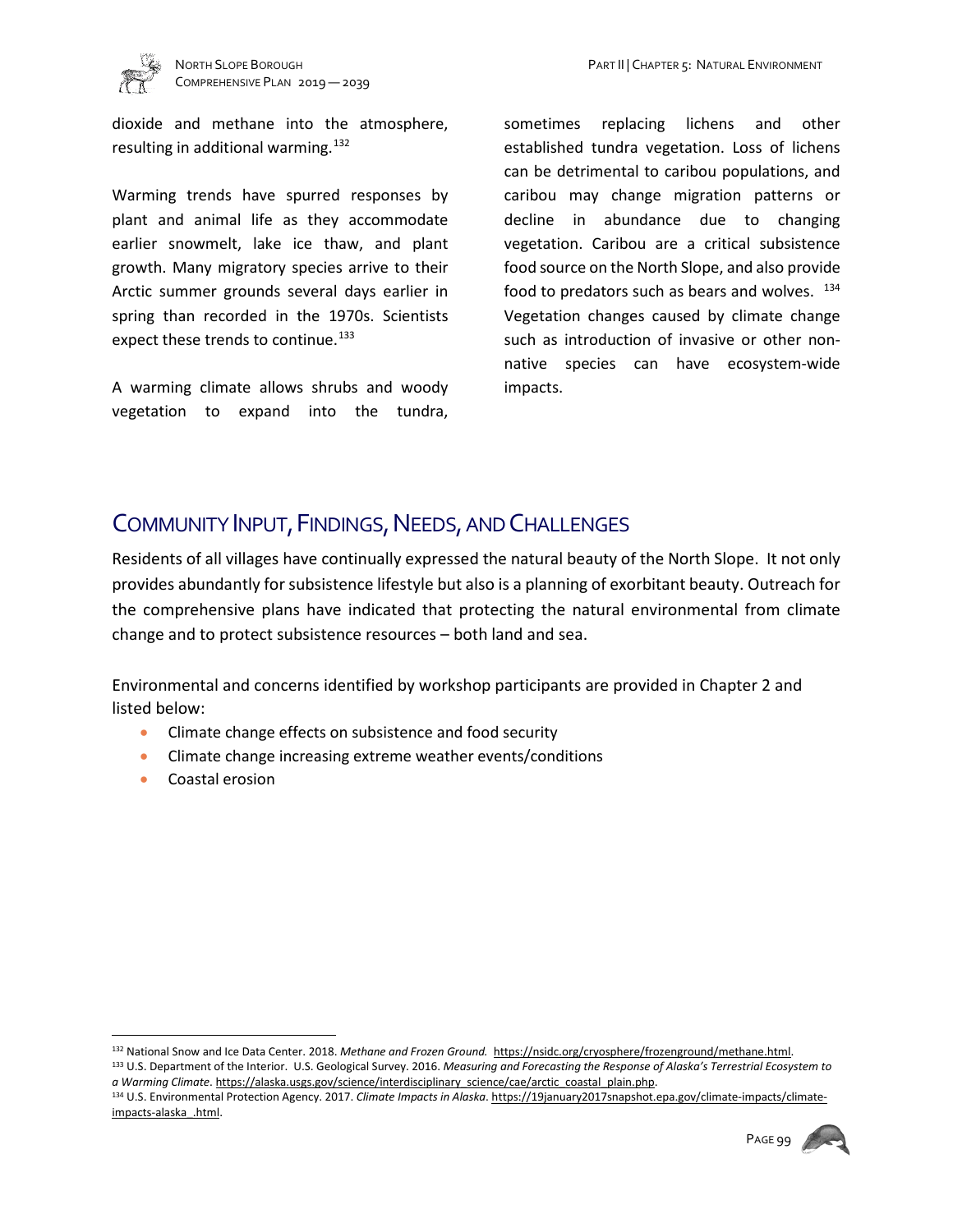dioxide and methane into the atmosphere, resulting in additional warming.[132]

Warming trends have spurred responses by plant and animal life as they accommodate earlier snowmelt, lake ice thaw, and plant growth. Many migratory species arrive to their Arctic summer grounds several days earlier in spring than recorded in the 1970s. Scientists expect these trends to continue.[133]

A warming climate allows shrubs and woody vegetation to expand into the tundra, sometimes replacing lichens and other established tundra vegetation. Loss of lichens can be detrimental to caribou populations, and caribou may change migration patterns or decline in abundance due to changing vegetation. Caribou are a critical subsistence food source on the North Slope, and also provide food to predators such as bears and wolves. [134] Vegetation changes caused by climate change such as introduction of invasive or other non-native species can have ecosystem-wide impacts.

## Community Input, Findings, Needs, and Challenges

Residents of all villages have continually expressed the natural beauty of the North Slope. It not only provides abundantly for subsistence lifestyle but also is a planning of exorbitant beauty. Outreach for the comprehensive plans have indicated that protecting the natural environmental from climate change and to protect subsistence resources – both land and sea.

Environmental and concerns identified by workshop participants are provided in Chapter 2 and listed below:

- Climate change effects on subsistence and food security
- Climate change increasing extreme weather events/conditions
- Coastal erosion

---

[132] National Snow and Ice Data Center. 2018. *Methane and Frozen Ground.* https://nsidc.org/cryosphere/frozenground/methane.html.

[133] U.S. Department of the Interior. U.S. Geological Survey. 2016. *Measuring and Forecasting the Response of Alaska's Terrestrial Ecosystem to a Warming Climate*. https://alaska.usgs.gov/science/interdisciplinary_science/cae/arctic_coastal_plain.php.

[134] U.S. Environmental Protection Agency. 2017. *Climate Impacts in Alaska*. https://19january2017snapshot.epa.gov/climate-impacts/climate-impacts-alaska_.html.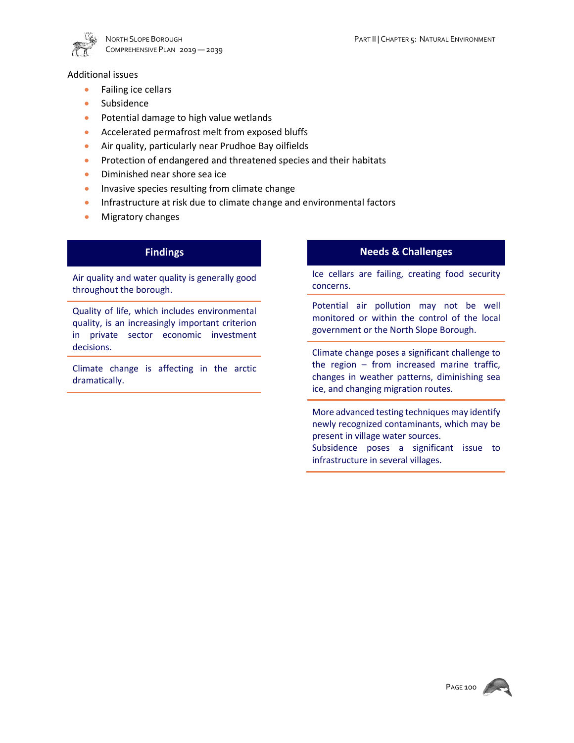Additional issues

- Failing ice cellars
- Subsidence
- Potential damage to high value wetlands
- Accelerated permafrost melt from exposed bluffs
- Air quality, particularly near Prudhoe Bay oilfields
- Protection of endangered and threatened species and their habitats
- Diminished near shore sea ice
- Invasive species resulting from climate change
- Infrastructure at risk due to climate change and environmental factors
- Migratory changes

| Findings |
| --- |
| Air quality and water quality is generally good throughout the borough. |
| Quality of life, which includes environmental quality, is an increasingly important criterion in private sector economic investment decisions. |
| Climate change is affecting in the arctic dramatically. |

| Needs & Challenges |
| --- |
| Ice cellars are failing, creating food security concerns. |
| Potential air pollution may not be well monitored or within the control of the local government or the North Slope Borough. |
| Climate change poses a significant challenge to the region – from increased marine traffic, changes in weather patterns, diminishing sea ice, and changing migration routes. |
| More advanced testing techniques may identify newly recognized contaminants, which may be present in village water sources. Subsidence poses a significant issue to infrastructure in several villages. |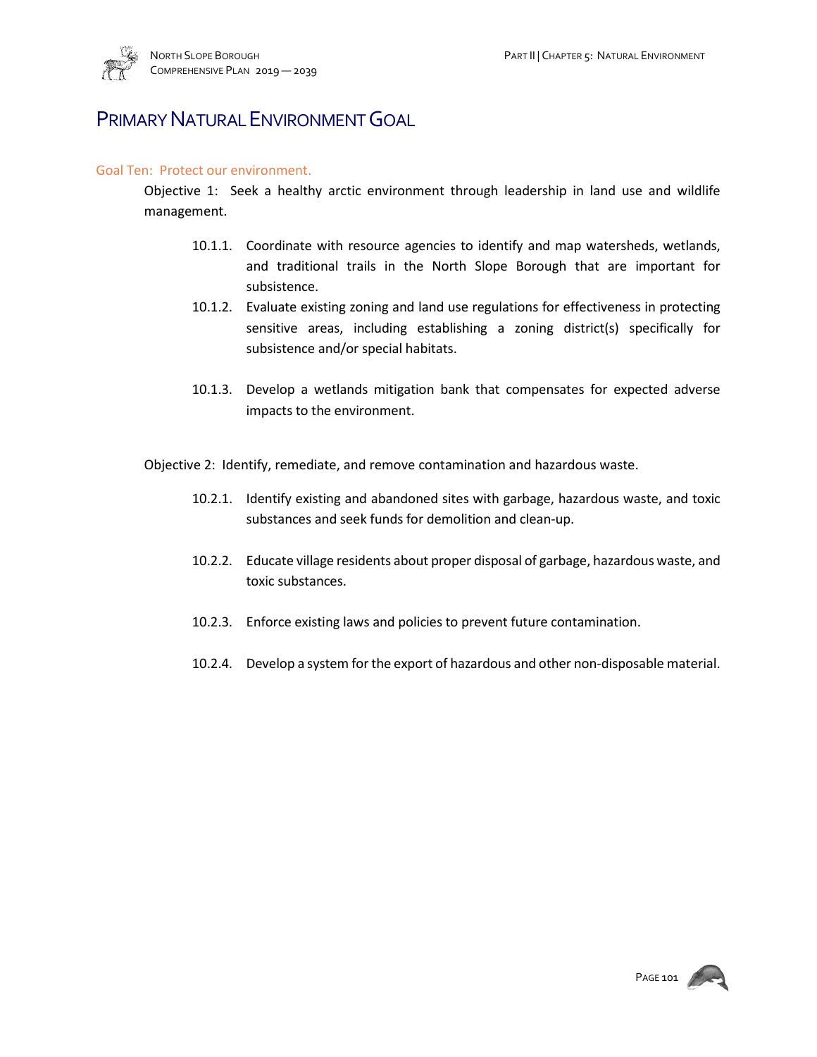# PRIMARY NATURAL ENVIRONMENT GOAL

## Goal Ten: Protect our environment.

Objective 1: Seek a healthy arctic environment through leadership in land use and wildlife management.

- 10.1.1. Coordinate with resource agencies to identify and map watersheds, wetlands, and traditional trails in the North Slope Borough that are important for subsistence.
- 10.1.2. Evaluate existing zoning and land use regulations for effectiveness in protecting sensitive areas, including establishing a zoning district(s) specifically for subsistence and/or special habitats.
- 10.1.3. Develop a wetlands mitigation bank that compensates for expected adverse impacts to the environment.

Objective 2: Identify, remediate, and remove contamination and hazardous waste.

- 10.2.1. Identify existing and abandoned sites with garbage, hazardous waste, and toxic substances and seek funds for demolition and clean-up.
- 10.2.2. Educate village residents about proper disposal of garbage, hazardous waste, and toxic substances.
- 10.2.3. Enforce existing laws and policies to prevent future contamination.
- 10.2.4. Develop a system for the export of hazardous and other non-disposable material.